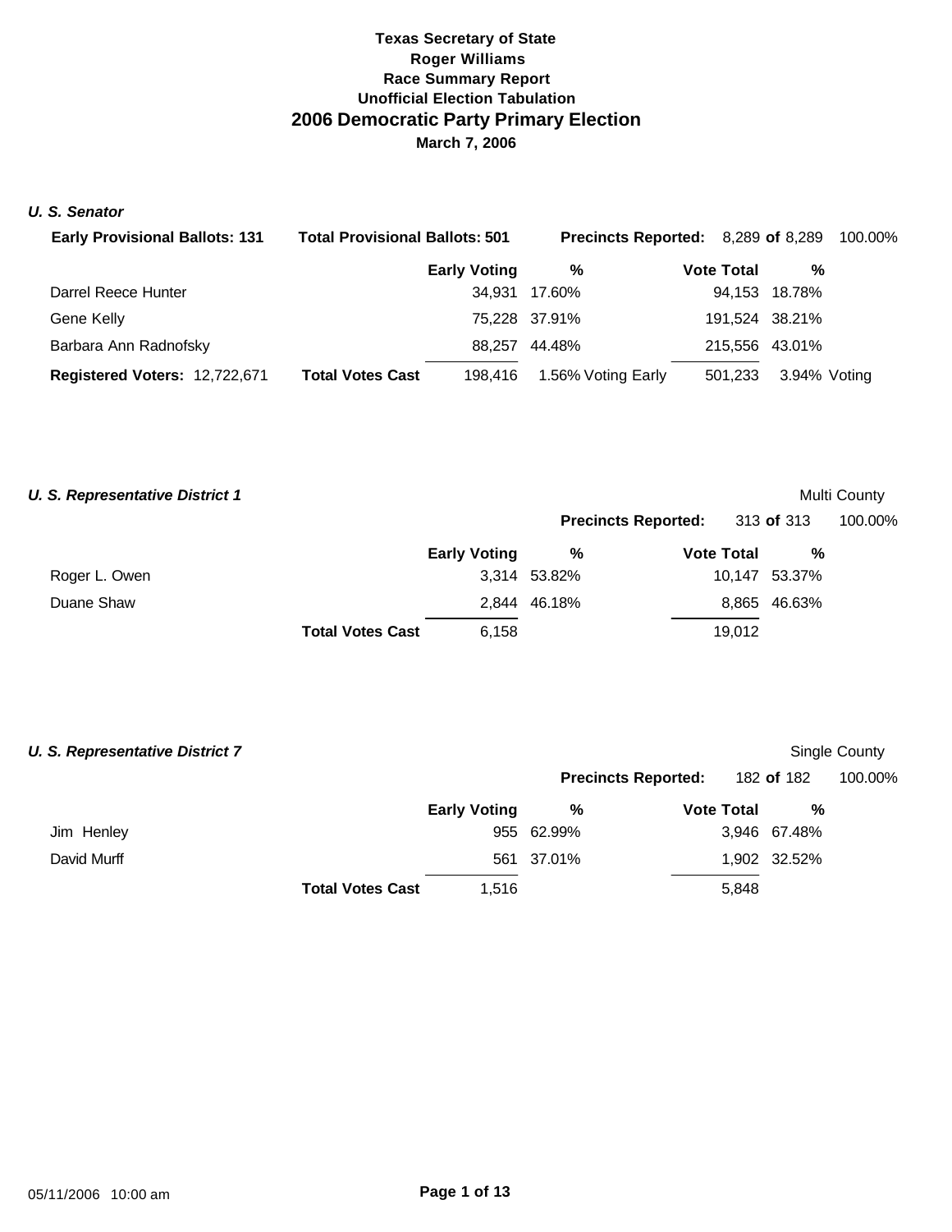# Texas Secretary of State
## Roger Williams
### Race Summary Report
### Unofficial Election Tabulation
## 2006 Democratic Party Primary Election
### March 7, 2006

***U. S. Senator***

**Early Provisional Ballots: 131** | **Total Provisional Ballots: 501** | **Precincts Reported:** 8,289 **of** 8,289 100.00%

| | | Early Voting | % | Vote Total | % | |
|---|---|---|---|---|---|---|
| Darrel Reece Hunter | | 34,931 | 17.60% | 94,153 | 18.78% | |
| Gene Kelly | | 75,228 | 37.91% | 191,524 | 38.21% | |
| Barbara Ann Radnofsky | | 88,257 | 44.48% | 215,556 | 43.01% | |
| **Registered Voters:** 12,722,671 | **Total Votes Cast** | 198,416 | 1.56% Voting Early | 501,233 | 3.94% | Voting |

***U. S. Representative District 1*** — Multi County

**Precincts Reported:** 313 **of** 313 100.00%

| | | Early Voting | % | Vote Total | % |
|---|---|---|---|---|---|
| Roger L. Owen | | 3,314 | 53.82% | 10,147 | 53.37% |
| Duane Shaw | | 2,844 | 46.18% | 8,865 | 46.63% |
| | **Total Votes Cast** | 6,158 | | 19,012 | |

***U. S. Representative District 7*** — Single County

**Precincts Reported:** 182 **of** 182 100.00%

| | | Early Voting | % | Vote Total | % |
|---|---|---|---|---|---|
| Jim Henley | | 955 | 62.99% | 3,946 | 67.48% |
| David Murff | | 561 | 37.01% | 1,902 | 32.52% |
| | **Total Votes Cast** | 1,516 | | 5,848 | |

05/11/2006 10:00 am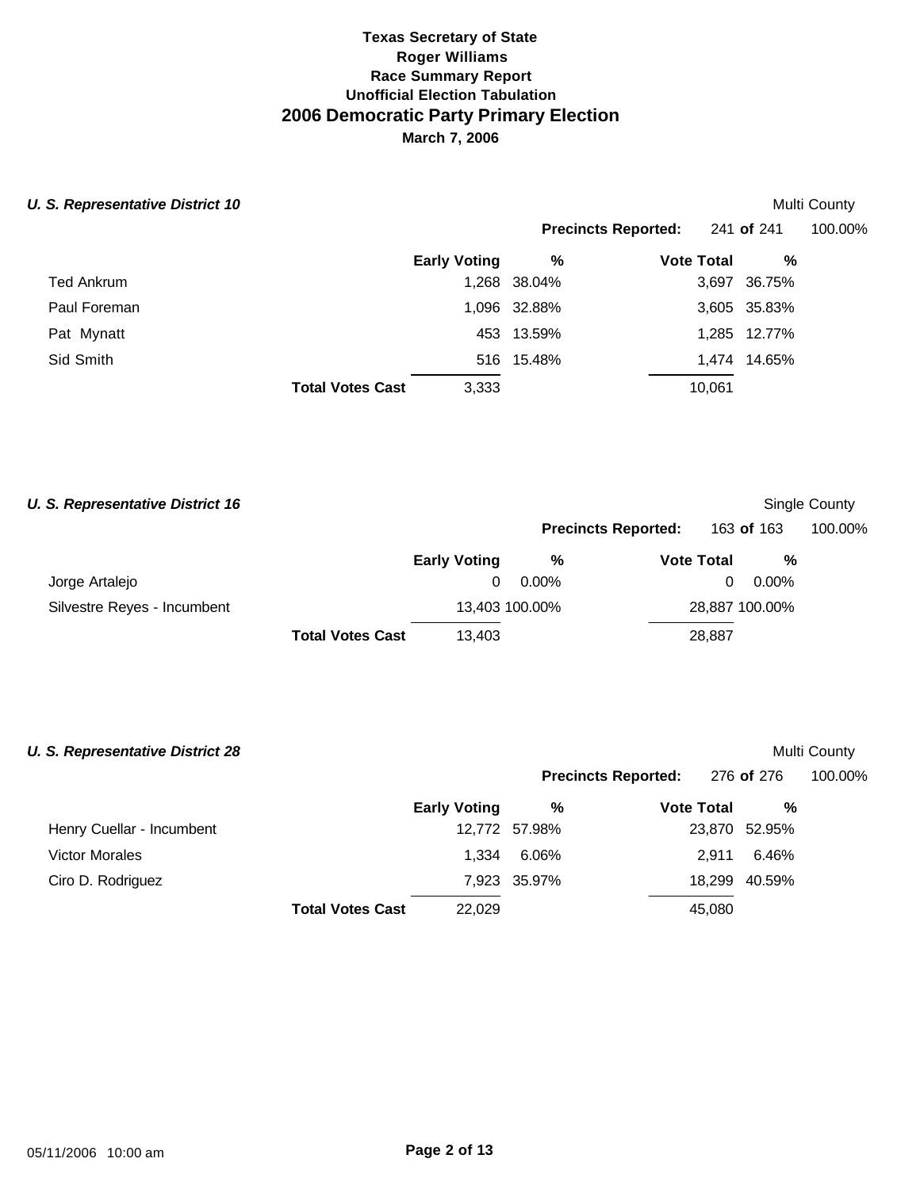**Texas Secretary of State**
**Roger Williams**
**Race Summary Report**
**Unofficial Election Tabulation**

# 2006 Democratic Party Primary Election

**March 7, 2006**

### *U. S. Representative District 10*

Multi County

**Precincts Reported:** 241 **of** 241 100.00%

| | Early Voting | % | Vote Total | % |
|---|---|---|---|---|
| Ted Ankrum | 1,268 | 38.04% | 3,697 | 36.75% |
| Paul Foreman | 1,096 | 32.88% | 3,605 | 35.83% |
| Pat Mynatt | 453 | 13.59% | 1,285 | 12.77% |
| Sid Smith | 516 | 15.48% | 1,474 | 14.65% |
| **Total Votes Cast** | 3,333 | | 10,061 | |

### *U. S. Representative District 16*

Single County

**Precincts Reported:** 163 **of** 163 100.00%

| | Early Voting | % | Vote Total | % |
|---|---|---|---|---|
| Jorge Artalejo | 0 | 0.00% | 0 | 0.00% |
| Silvestre Reyes - Incumbent | 13,403 | 100.00% | 28,887 | 100.00% |
| **Total Votes Cast** | 13,403 | | 28,887 | |

### *U. S. Representative District 28*

Multi County

**Precincts Reported:** 276 **of** 276 100.00%

| | Early Voting | % | Vote Total | % |
|---|---|---|---|---|
| Henry Cuellar - Incumbent | 12,772 | 57.98% | 23,870 | 52.95% |
| Victor Morales | 1,334 | 6.06% | 2,911 | 6.46% |
| Ciro D. Rodriguez | 7,923 | 35.97% | 18,299 | 40.59% |
| **Total Votes Cast** | 22,029 | | 45,080 | |

05/11/2006 10:00 am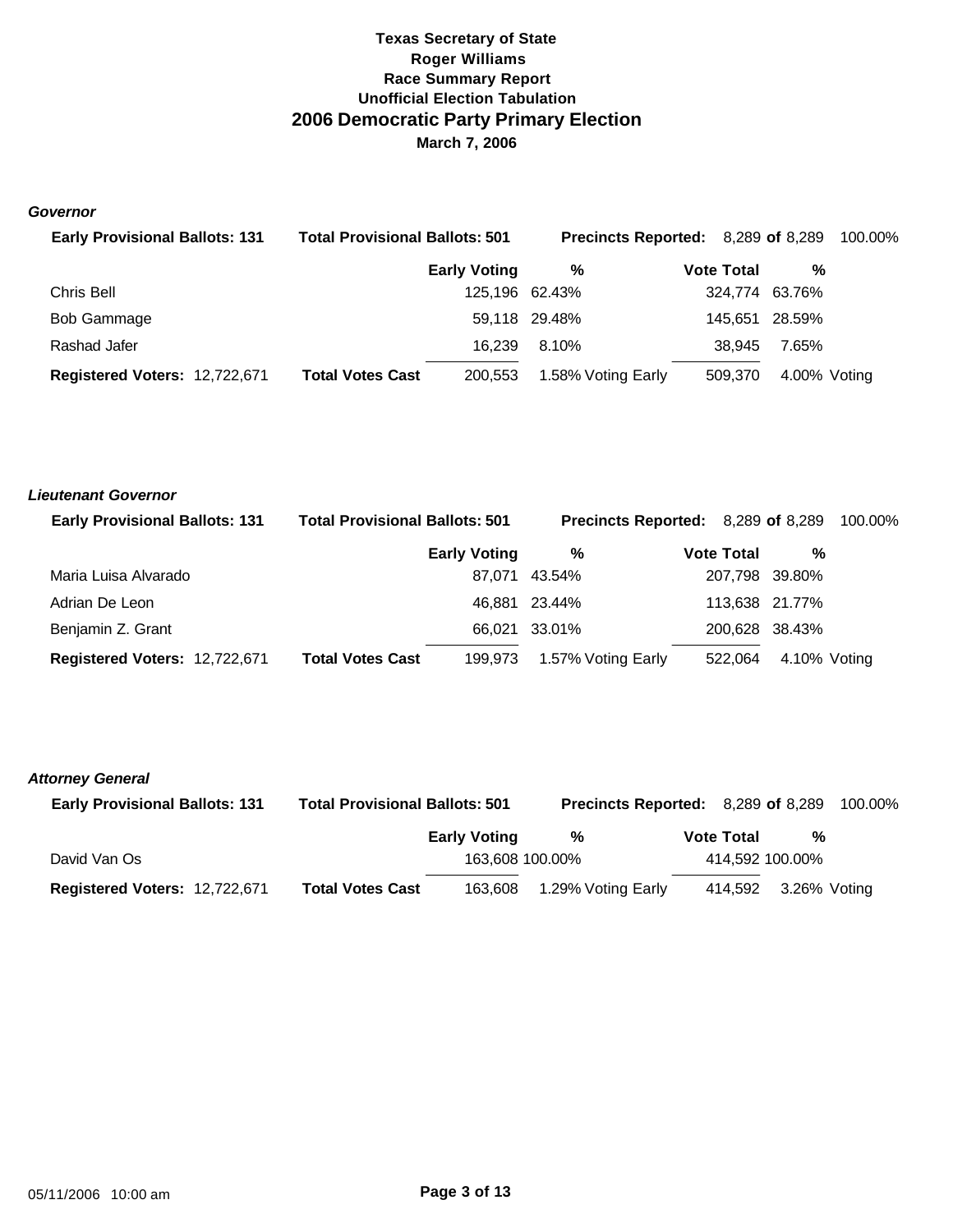**Texas Secretary of State**
**Roger Williams**
**Race Summary Report**
**Unofficial Election Tabulation**

## 2006 Democratic Party Primary Election

**March 7, 2006**

### *Governor*

**Early Provisional Ballots: 131** | **Total Provisional Ballots: 501** | **Precincts Reported:** 8,289 **of** 8,289 100.00%

| | | Early Voting | % | Vote Total | % |
|---|---|---|---|---|---|
| Chris Bell | | 125,196 | 62.43% | 324,774 | 63.76% |
| Bob Gammage | | 59,118 | 29.48% | 145,651 | 28.59% |
| Rashad Jafer | | 16,239 | 8.10% | 38,945 | 7.65% |
| **Registered Voters:** 12,722,671 | **Total Votes Cast** | 200,553 | 1.58% Voting Early | 509,370 | 4.00% Voting |

### *Lieutenant Governor*

**Early Provisional Ballots: 131** | **Total Provisional Ballots: 501** | **Precincts Reported:** 8,289 **of** 8,289 100.00%

| | | Early Voting | % | Vote Total | % |
|---|---|---|---|---|---|
| Maria Luisa Alvarado | | 87,071 | 43.54% | 207,798 | 39.80% |
| Adrian De Leon | | 46,881 | 23.44% | 113,638 | 21.77% |
| Benjamin Z. Grant | | 66,021 | 33.01% | 200,628 | 38.43% |
| **Registered Voters:** 12,722,671 | **Total Votes Cast** | 199,973 | 1.57% Voting Early | 522,064 | 4.10% Voting |

### *Attorney General*

**Early Provisional Ballots: 131** | **Total Provisional Ballots: 501** | **Precincts Reported:** 8,289 **of** 8,289 100.00%

| | | Early Voting | % | Vote Total | % |
|---|---|---|---|---|---|
| David Van Os | | 163,608 | 100.00% | 414,592 | 100.00% |
| **Registered Voters:** 12,722,671 | **Total Votes Cast** | 163,608 | 1.29% Voting Early | 414,592 | 3.26% Voting |

05/11/2006 10:00 am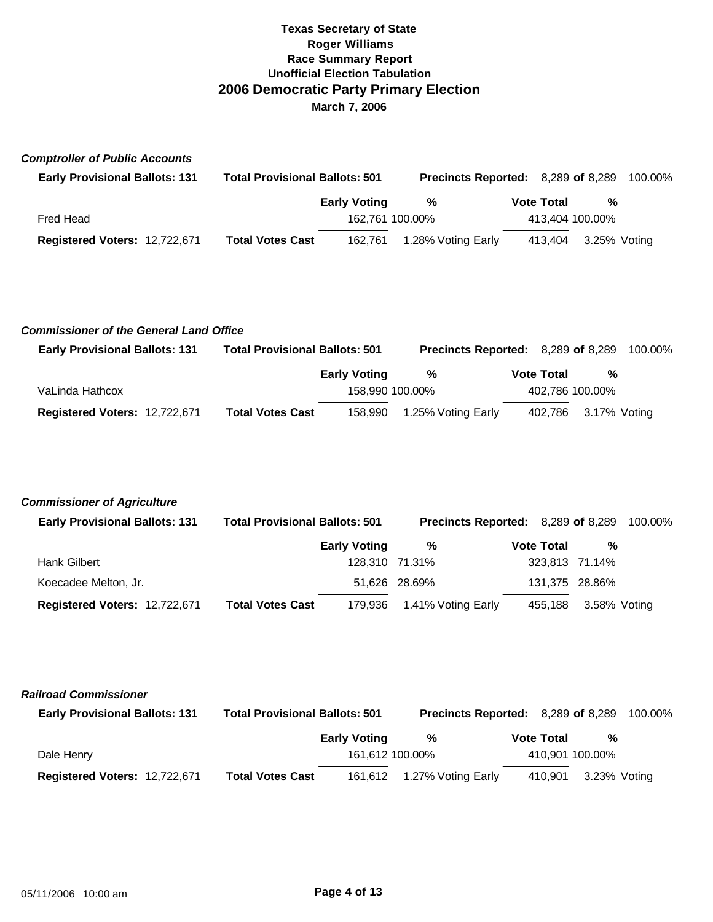**Texas Secretary of State**
**Roger Williams**
**Race Summary Report**
**Unofficial Election Tabulation**

# 2006 Democratic Party Primary Election

**March 7, 2006**

### *Comptroller of Public Accounts*

**Early Provisional Ballots: 131** | **Total Provisional Ballots: 501** | **Precincts Reported:** 8,289 **of** 8,289 100.00%

| | | Early Voting | % | Vote Total | % |
|---|---|---|---|---|---|
| Fred Head | | 162,761 | 100.00% | 413,404 | 100.00% |
| **Registered Voters:** 12,722,671 | **Total Votes Cast** | 162,761 | 1.28% Voting Early | 413,404 | 3.25% Voting |

### *Commissioner of the General Land Office*

**Early Provisional Ballots: 131** | **Total Provisional Ballots: 501** | **Precincts Reported:** 8,289 **of** 8,289 100.00%

| | | Early Voting | % | Vote Total | % |
|---|---|---|---|---|---|
| VaLinda Hathcox | | 158,990 | 100.00% | 402,786 | 100.00% |
| **Registered Voters:** 12,722,671 | **Total Votes Cast** | 158,990 | 1.25% Voting Early | 402,786 | 3.17% Voting |

### *Commissioner of Agriculture*

**Early Provisional Ballots: 131** | **Total Provisional Ballots: 501** | **Precincts Reported:** 8,289 **of** 8,289 100.00%

| | | Early Voting | % | Vote Total | % |
|---|---|---|---|---|---|
| Hank Gilbert | | 128,310 | 71.31% | 323,813 | 71.14% |
| Koecadee Melton, Jr. | | 51,626 | 28.69% | 131,375 | 28.86% |
| **Registered Voters:** 12,722,671 | **Total Votes Cast** | 179,936 | 1.41% Voting Early | 455,188 | 3.58% Voting |

### *Railroad Commissioner*

**Early Provisional Ballots: 131** | **Total Provisional Ballots: 501** | **Precincts Reported:** 8,289 **of** 8,289 100.00%

| | | Early Voting | % | Vote Total | % |
|---|---|---|---|---|---|
| Dale Henry | | 161,612 | 100.00% | 410,901 | 100.00% |
| **Registered Voters:** 12,722,671 | **Total Votes Cast** | 161,612 | 1.27% Voting Early | 410,901 | 3.23% Voting |

05/11/2006 10:00 am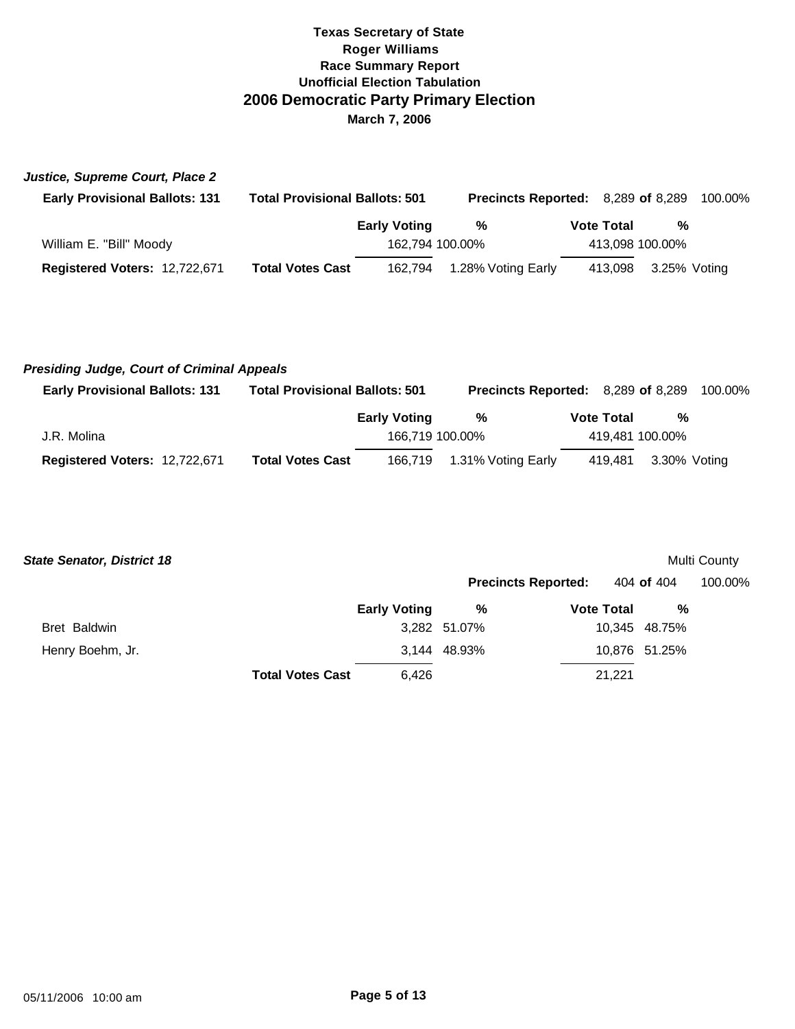**Texas Secretary of State**
**Roger Williams**
**Race Summary Report**
**Unofficial Election Tabulation**

## 2006 Democratic Party Primary Election

**March 7, 2006**

### *Justice, Supreme Court, Place 2*

**Early Provisional Ballots: 131** | **Total Provisional Ballots: 501** | **Precincts Reported:** 8,289 **of** 8,289 100.00%

| | | Early Voting | % | Vote Total | % |
|---|---|---|---|---|---|
| William E. "Bill" Moody | | 162,794 | 100.00% | 413,098 | 100.00% |
| **Registered Voters:** 12,722,671 | **Total Votes Cast** | 162,794 | 1.28% Voting Early | 413,098 | 3.25% Voting |

### *Presiding Judge, Court of Criminal Appeals*

**Early Provisional Ballots: 131** | **Total Provisional Ballots: 501** | **Precincts Reported:** 8,289 **of** 8,289 100.00%

| | | Early Voting | % | Vote Total | % |
|---|---|---|---|---|---|
| J.R. Molina | | 166,719 | 100.00% | 419,481 | 100.00% |
| **Registered Voters:** 12,722,671 | **Total Votes Cast** | 166,719 | 1.31% Voting Early | 419,481 | 3.30% Voting |

### *State Senator, District 18*

Multi County

**Precincts Reported:** 404 **of** 404 100.00%

| | | Early Voting | % | Vote Total | % |
|---|---|---|---|---|---|
| Bret Baldwin | | 3,282 | 51.07% | 10,345 | 48.75% |
| Henry Boehm, Jr. | | 3,144 | 48.93% | 10,876 | 51.25% |
| | **Total Votes Cast** | 6,426 | | 21,221 | |

05/11/2006 10:00 am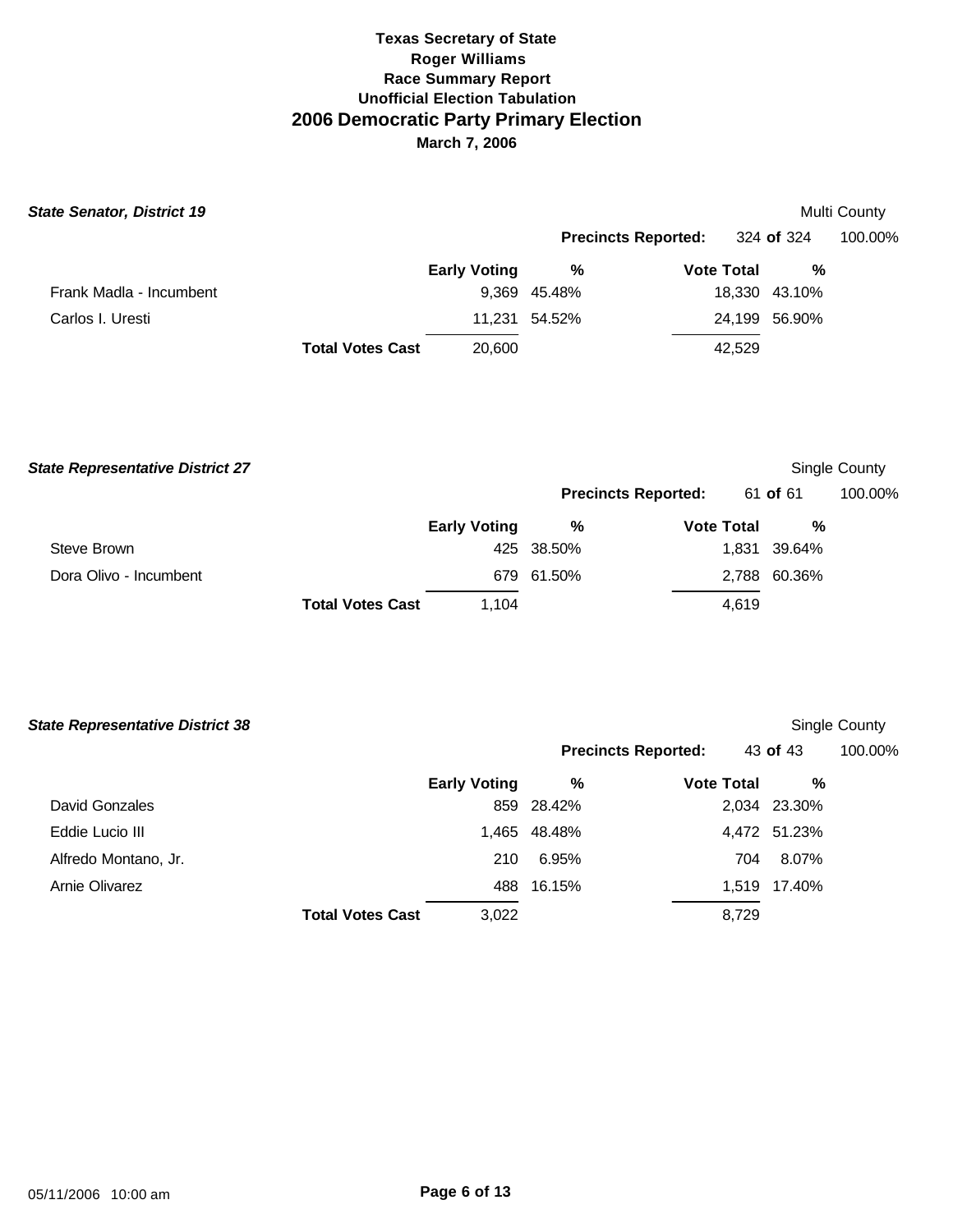# Texas Secretary of State
## Roger Williams
## Race Summary Report
## Unofficial Election Tabulation
# 2006 Democratic Party Primary Election
## March 7, 2006

### *State Senator, District 19*

Multi County

**Precincts Reported:** 324 **of** 324 100.00%

| | Early Voting | % | Vote Total | % |
|---|---|---|---|---|
| Frank Madla - Incumbent | 9,369 | 45.48% | 18,330 | 43.10% |
| Carlos I. Uresti | 11,231 | 54.52% | 24,199 | 56.90% |
| **Total Votes Cast** | 20,600 | | 42,529 | |

### *State Representative District 27*

Single County

**Precincts Reported:** 61 **of** 61 100.00%

| | Early Voting | % | Vote Total | % |
|---|---|---|---|---|
| Steve Brown | 425 | 38.50% | 1,831 | 39.64% |
| Dora Olivo - Incumbent | 679 | 61.50% | 2,788 | 60.36% |
| **Total Votes Cast** | 1,104 | | 4,619 | |

### *State Representative District 38*

Single County

**Precincts Reported:** 43 **of** 43 100.00%

| | Early Voting | % | Vote Total | % |
|---|---|---|---|---|
| David Gonzales | 859 | 28.42% | 2,034 | 23.30% |
| Eddie Lucio III | 1,465 | 48.48% | 4,472 | 51.23% |
| Alfredo Montano, Jr. | 210 | 6.95% | 704 | 8.07% |
| Arnie Olivarez | 488 | 16.15% | 1,519 | 17.40% |
| **Total Votes Cast** | 3,022 | | 8,729 | |

05/11/2006 10:00 am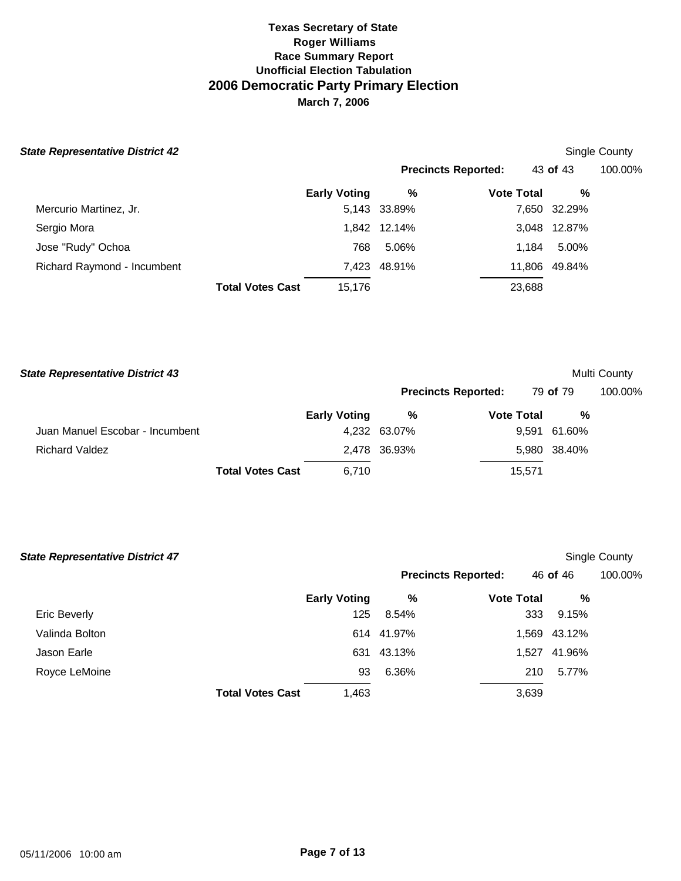**Texas Secretary of State**
**Roger Williams**
**Race Summary Report**
**Unofficial Election Tabulation**

# 2006 Democratic Party Primary Election

**March 7, 2006**

### *State Representative District 42*

Single County

**Precincts Reported:** 43 **of** 43 100.00%

| | Early Voting | % | Vote Total | % |
|---|---|---|---|---|
| Mercurio Martinez, Jr. | 5,143 | 33.89% | 7,650 | 32.29% |
| Sergio Mora | 1,842 | 12.14% | 3,048 | 12.87% |
| Jose "Rudy" Ochoa | 768 | 5.06% | 1,184 | 5.00% |
| Richard Raymond - Incumbent | 7,423 | 48.91% | 11,806 | 49.84% |
| **Total Votes Cast** | 15,176 | | 23,688 | |

### *State Representative District 43*

Multi County

**Precincts Reported:** 79 **of** 79 100.00%

| | Early Voting | % | Vote Total | % |
|---|---|---|---|---|
| Juan Manuel Escobar - Incumbent | 4,232 | 63.07% | 9,591 | 61.60% |
| Richard Valdez | 2,478 | 36.93% | 5,980 | 38.40% |
| **Total Votes Cast** | 6,710 | | 15,571 | |

### *State Representative District 47*

Single County

**Precincts Reported:** 46 **of** 46 100.00%

| | Early Voting | % | Vote Total | % |
|---|---|---|---|---|
| Eric Beverly | 125 | 8.54% | 333 | 9.15% |
| Valinda Bolton | 614 | 41.97% | 1,569 | 43.12% |
| Jason Earle | 631 | 43.13% | 1,527 | 41.96% |
| Royce LeMoine | 93 | 6.36% | 210 | 5.77% |
| **Total Votes Cast** | 1,463 | | 3,639 | |

05/11/2006 10:00 am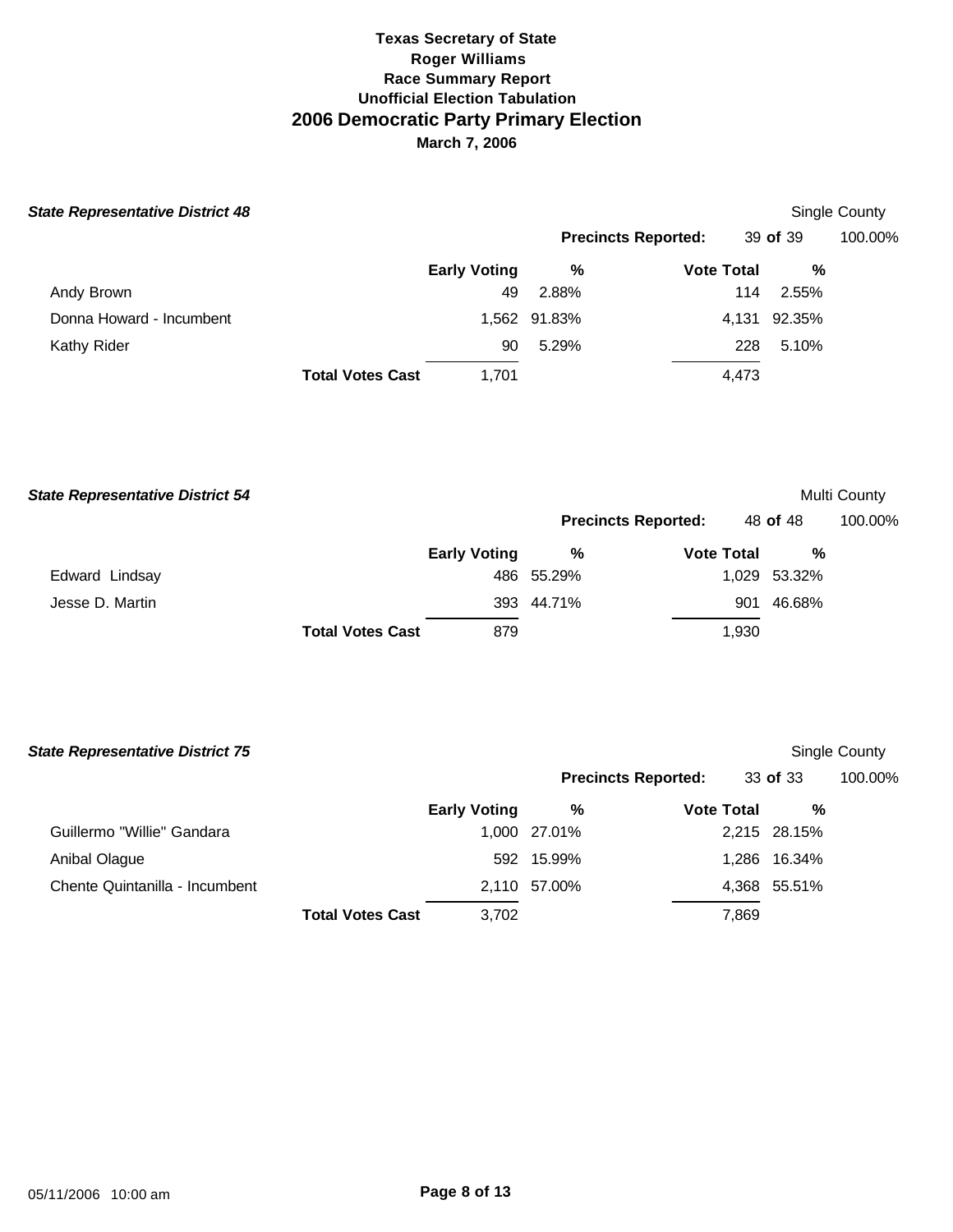**Texas Secretary of State**
**Roger Williams**
**Race Summary Report**
**Unofficial Election Tabulation**
## 2006 Democratic Party Primary Election
**March 7, 2006**

### *State Representative District 48*

Single County

**Precincts Reported:** 39 **of** 39 100.00%

| | Early Voting | % | Vote Total | % |
|---|---|---|---|---|
| Andy Brown | 49 | 2.88% | 114 | 2.55% |
| Donna Howard - Incumbent | 1,562 | 91.83% | 4,131 | 92.35% |
| Kathy Rider | 90 | 5.29% | 228 | 5.10% |
| **Total Votes Cast** | 1,701 | | 4,473 | |

### *State Representative District 54*

Multi County

**Precincts Reported:** 48 **of** 48 100.00%

| | Early Voting | % | Vote Total | % |
|---|---|---|---|---|
| Edward Lindsay | 486 | 55.29% | 1,029 | 53.32% |
| Jesse D. Martin | 393 | 44.71% | 901 | 46.68% |
| **Total Votes Cast** | 879 | | 1,930 | |

### *State Representative District 75*

Single County

**Precincts Reported:** 33 **of** 33 100.00%

| | Early Voting | % | Vote Total | % |
|---|---|---|---|---|
| Guillermo "Willie" Gandara | 1,000 | 27.01% | 2,215 | 28.15% |
| Anibal Olague | 592 | 15.99% | 1,286 | 16.34% |
| Chente Quintanilla - Incumbent | 2,110 | 57.00% | 4,368 | 55.51% |
| **Total Votes Cast** | 3,702 | | 7,869 | |

05/11/2006 10:00 am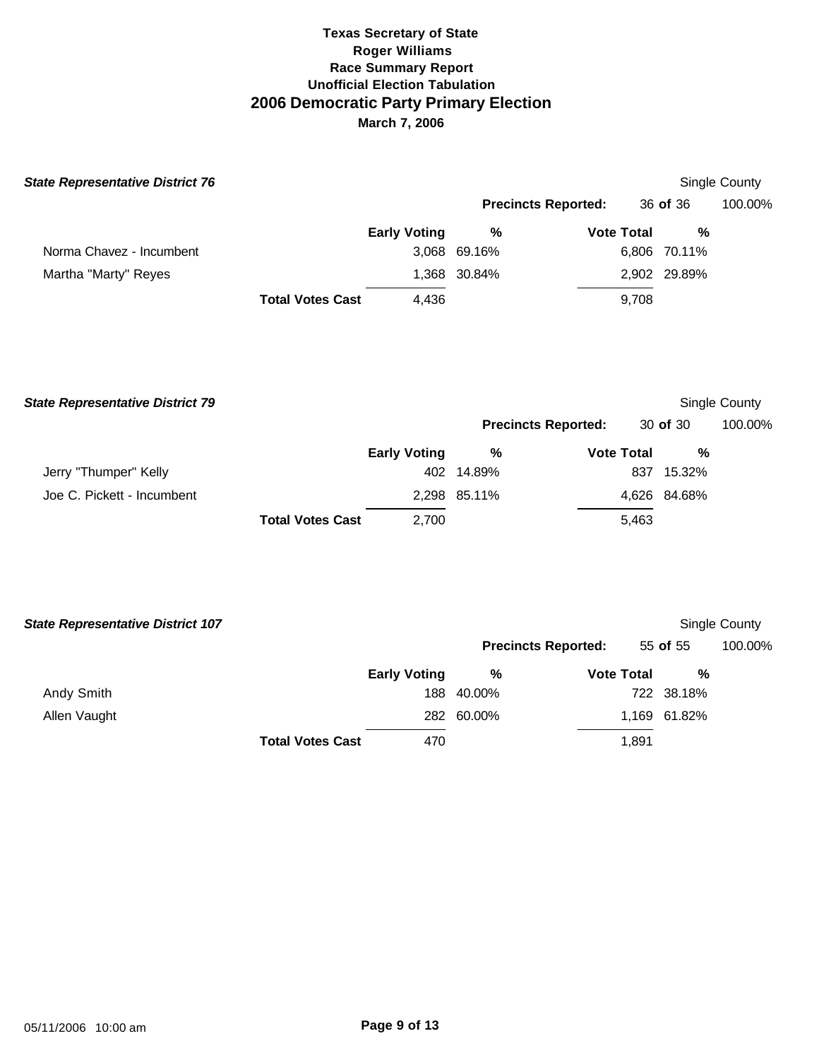# Texas Secretary of State
## Roger Williams
## Race Summary Report
## Unofficial Election Tabulation
# 2006 Democratic Party Primary Election
**March 7, 2006**

***State Representative District 76*** — Single County

**Precincts Reported:** 36 **of** 36 — 100.00%

| | Early Voting | % | Vote Total | % |
|---|---|---|---|---|
| Norma Chavez - Incumbent | 3,068 | 69.16% | 6,806 | 70.11% |
| Martha "Marty" Reyes | 1,368 | 30.84% | 2,902 | 29.89% |
| **Total Votes Cast** | 4,436 | | 9,708 | |

***State Representative District 79*** — Single County

**Precincts Reported:** 30 **of** 30 — 100.00%

| | Early Voting | % | Vote Total | % |
|---|---|---|---|---|
| Jerry "Thumper" Kelly | 402 | 14.89% | 837 | 15.32% |
| Joe C. Pickett - Incumbent | 2,298 | 85.11% | 4,626 | 84.68% |
| **Total Votes Cast** | 2,700 | | 5,463 | |

***State Representative District 107*** — Single County

**Precincts Reported:** 55 **of** 55 — 100.00%

| | Early Voting | % | Vote Total | % |
|---|---|---|---|---|
| Andy Smith | 188 | 40.00% | 722 | 38.18% |
| Allen Vaught | 282 | 60.00% | 1,169 | 61.82% |
| **Total Votes Cast** | 470 | | 1,891 | |

05/11/2006 10:00 am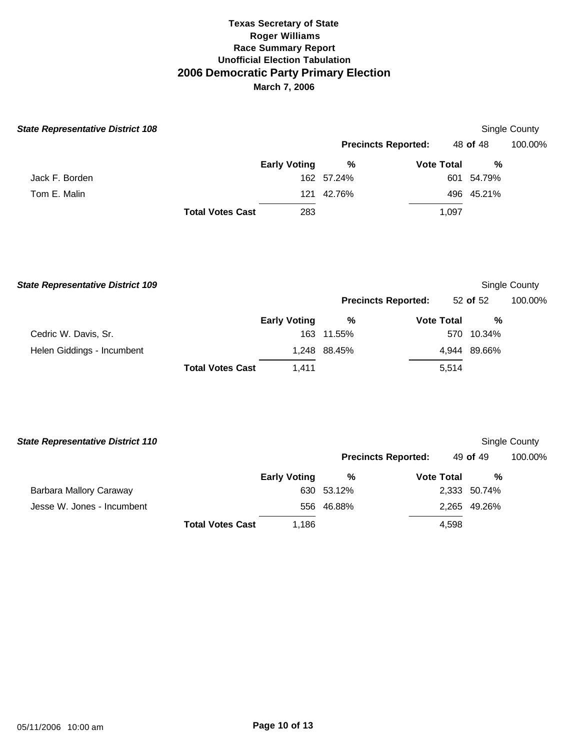# Texas Secretary of State
## Roger Williams
### Race Summary Report
### Unofficial Election Tabulation
## 2006 Democratic Party Primary Election
### March 7, 2006

***State Representative District 108*** — Single County

**Precincts Reported:** 48 **of** 48 — 100.00%

| | Early Voting | % | Vote Total | % |
|---|---|---|---|---|
| Jack F. Borden | 162 | 57.24% | 601 | 54.79% |
| Tom E. Malin | 121 | 42.76% | 496 | 45.21% |
| **Total Votes Cast** | 283 | | 1,097 | |

***State Representative District 109*** — Single County

**Precincts Reported:** 52 **of** 52 — 100.00%

| | Early Voting | % | Vote Total | % |
|---|---|---|---|---|
| Cedric W. Davis, Sr. | 163 | 11.55% | 570 | 10.34% |
| Helen Giddings - Incumbent | 1,248 | 88.45% | 4,944 | 89.66% |
| **Total Votes Cast** | 1,411 | | 5,514 | |

***State Representative District 110*** — Single County

**Precincts Reported:** 49 **of** 49 — 100.00%

| | Early Voting | % | Vote Total | % |
|---|---|---|---|---|
| Barbara Mallory Caraway | 630 | 53.12% | 2,333 | 50.74% |
| Jesse W. Jones - Incumbent | 556 | 46.88% | 2,265 | 49.26% |
| **Total Votes Cast** | 1,186 | | 4,598 | |

05/11/2006 10:00 am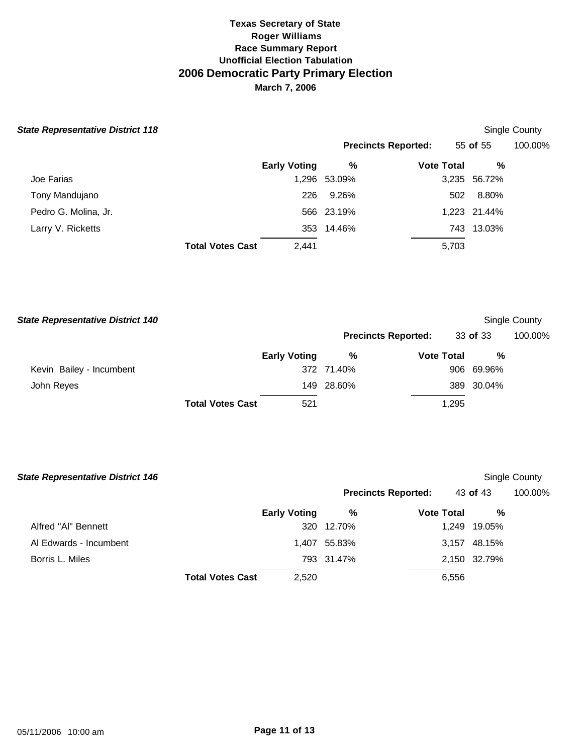**Texas Secretary of State**
**Roger Williams**
**Race Summary Report**
**Unofficial Election Tabulation**

# 2006 Democratic Party Primary Election

**March 7, 2006**

### *State Representative District 118*

Single County

**Precincts Reported:** 55 **of** 55 100.00%

| | Early Voting | % | Vote Total | % |
|---|---|---|---|---|
| Joe Farias | 1,296 | 53.09% | 3,235 | 56.72% |
| Tony Mandujano | 226 | 9.26% | 502 | 8.80% |
| Pedro G. Molina, Jr. | 566 | 23.19% | 1,223 | 21.44% |
| Larry V. Ricketts | 353 | 14.46% | 743 | 13.03% |
| **Total Votes Cast** | 2,441 | | 5,703 | |

### *State Representative District 140*

Single County

**Precincts Reported:** 33 **of** 33 100.00%

| | Early Voting | % | Vote Total | % |
|---|---|---|---|---|
| Kevin Bailey - Incumbent | 372 | 71.40% | 906 | 69.96% |
| John Reyes | 149 | 28.60% | 389 | 30.04% |
| **Total Votes Cast** | 521 | | 1,295 | |

### *State Representative District 146*

Single County

**Precincts Reported:** 43 **of** 43 100.00%

| | Early Voting | % | Vote Total | % |
|---|---|---|---|---|
| Alfred "Al" Bennett | 320 | 12.70% | 1,249 | 19.05% |
| Al Edwards - Incumbent | 1,407 | 55.83% | 3,157 | 48.15% |
| Borris L. Miles | 793 | 31.47% | 2,150 | 32.79% |
| **Total Votes Cast** | 2,520 | | 6,556 | |

05/11/2006 10:00 am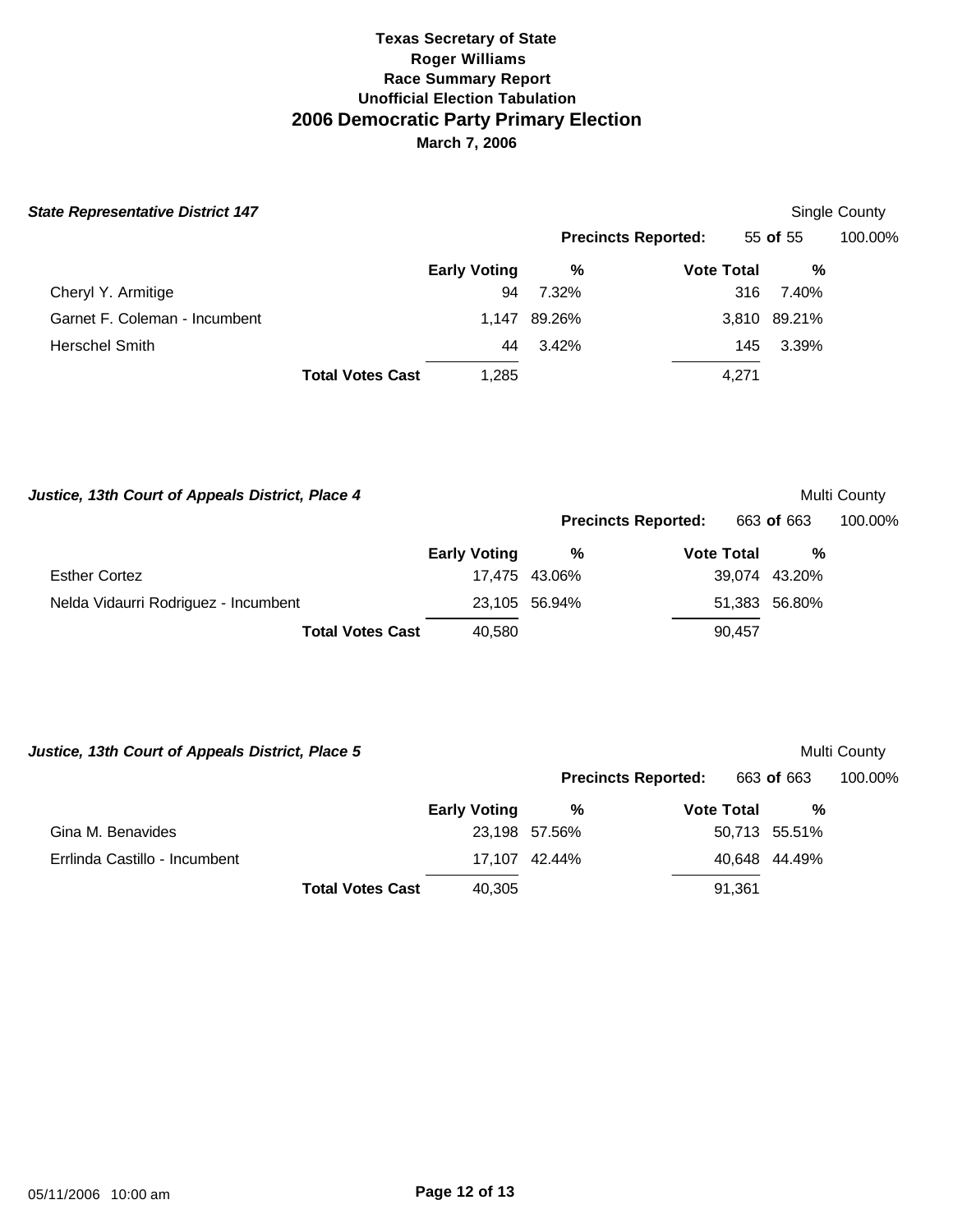**Texas Secretary of State**
**Roger Williams**
**Race Summary Report**
**Unofficial Election Tabulation**

# 2006 Democratic Party Primary Election

**March 7, 2006**

### *State Representative District 147*

Single County

**Precincts Reported:** 55 **of** 55 100.00%

| | Early Voting | % | Vote Total | % |
|---|---|---|---|---|
| Cheryl Y. Armitige | 94 | 7.32% | 316 | 7.40% |
| Garnet F. Coleman - Incumbent | 1,147 | 89.26% | 3,810 | 89.21% |
| Herschel Smith | 44 | 3.42% | 145 | 3.39% |
| **Total Votes Cast** | 1,285 | | 4,271 | |

### *Justice, 13th Court of Appeals District, Place 4*

Multi County

**Precincts Reported:** 663 **of** 663 100.00%

| | Early Voting | % | Vote Total | % |
|---|---|---|---|---|
| Esther Cortez | 17,475 | 43.06% | 39,074 | 43.20% |
| Nelda Vidaurri Rodriguez - Incumbent | 23,105 | 56.94% | 51,383 | 56.80% |
| **Total Votes Cast** | 40,580 | | 90,457 | |

### *Justice, 13th Court of Appeals District, Place 5*

Multi County

**Precincts Reported:** 663 **of** 663 100.00%

| | Early Voting | % | Vote Total | % |
|---|---|---|---|---|
| Gina M. Benavides | 23,198 | 57.56% | 50,713 | 55.51% |
| Errlinda Castillo - Incumbent | 17,107 | 42.44% | 40,648 | 44.49% |
| **Total Votes Cast** | 40,305 | | 91,361 | |

05/11/2006 10:00 am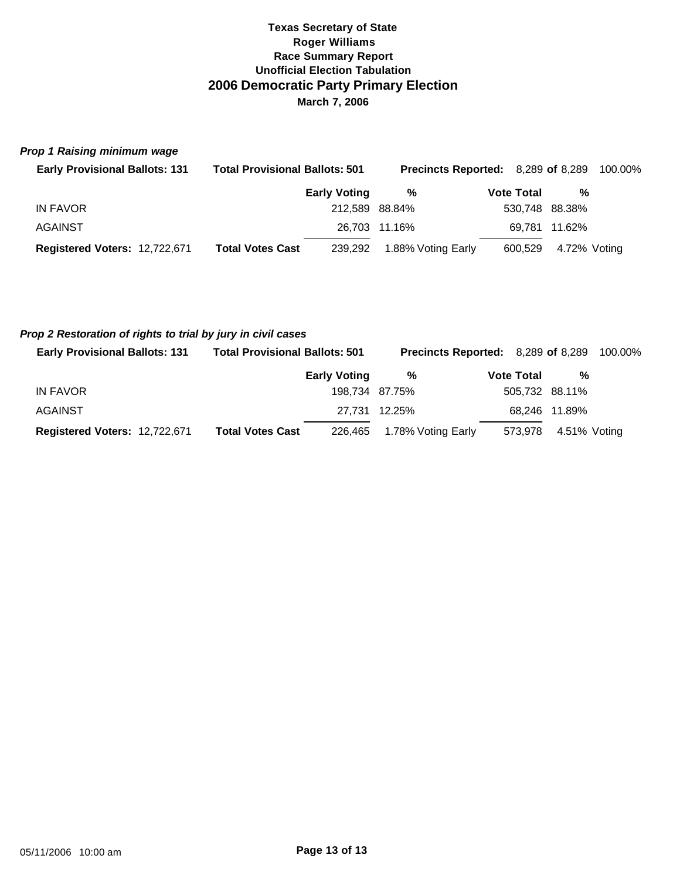**Texas Secretary of State**
**Roger Williams**
**Race Summary Report**
**Unofficial Election Tabulation**
## 2006 Democratic Party Primary Election
**March 7, 2006**

***Prop 1 Raising minimum wage***

**Early Provisional Ballots:** 131 **Total Provisional Ballots:** 501 **Precincts Reported:** 8,289 **of** 8,289 100.00%

| | | Early Voting | % | Vote Total | % | |
|---|---|---|---|---|---|---|
| IN FAVOR | | 212,589 | 88.84% | 530,748 | 88.38% | |
| AGAINST | | 26,703 | 11.16% | 69,781 | 11.62% | |
| **Registered Voters:** 12,722,671 | **Total Votes Cast** | 239,292 | 1.88% Voting Early | 600,529 | 4.72% | Voting |

***Prop 2 Restoration of rights to trial by jury in civil cases***

**Early Provisional Ballots:** 131 **Total Provisional Ballots:** 501 **Precincts Reported:** 8,289 **of** 8,289 100.00%

| | | Early Voting | % | Vote Total | % | |
|---|---|---|---|---|---|---|
| IN FAVOR | | 198,734 | 87.75% | 505,732 | 88.11% | |
| AGAINST | | 27,731 | 12.25% | 68,246 | 11.89% | |
| **Registered Voters:** 12,722,671 | **Total Votes Cast** | 226,465 | 1.78% Voting Early | 573,978 | 4.51% | Voting |

05/11/2006 10:00 am